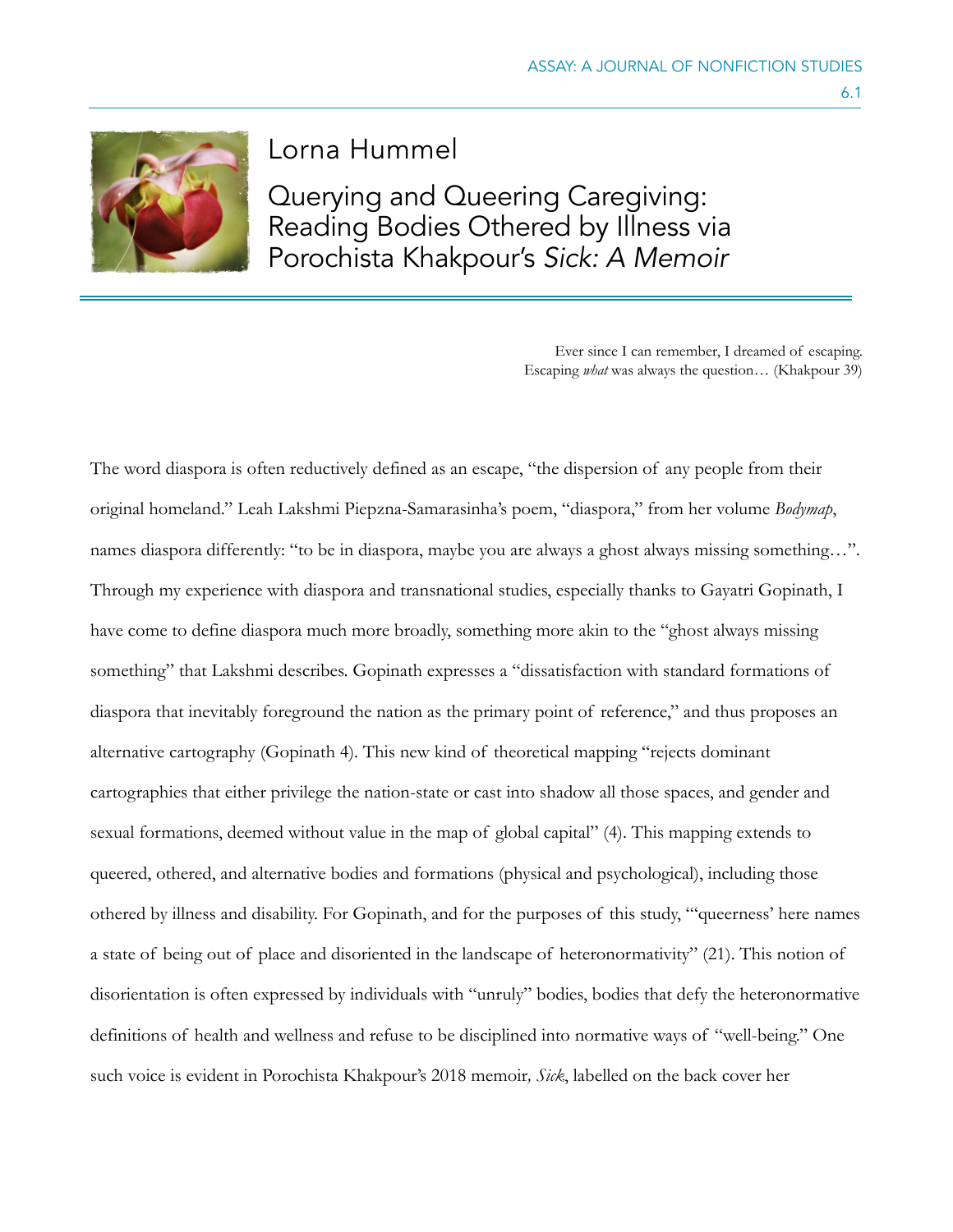Lorna Hummel

# Querying and Queering Caregiving: Reading Bodies Othered by Illness via Porochista Khakpour's *Sick: A Memoir*

> Ever since I can remember, I dreamed of escaping.
> Escaping *what* was always the question… (Khakpour 39)

The word diaspora is often reductively defined as an escape, "the dispersion of any people from their original homeland." Leah Lakshmi Piepzna-Samarasinha's poem, "diaspora," from her volume *Bodymap*, names diaspora differently: "to be in diaspora, maybe you are always a ghost always missing something…". Through my experience with diaspora and transnational studies, especially thanks to Gayatri Gopinath, I have come to define diaspora much more broadly, something more akin to the "ghost always missing something" that Lakshmi describes. Gopinath expresses a "dissatisfaction with standard formations of diaspora that inevitably foreground the nation as the primary point of reference," and thus proposes an alternative cartography (Gopinath 4). This new kind of theoretical mapping "rejects dominant cartographies that either privilege the nation-state or cast into shadow all those spaces, and gender and sexual formations, deemed without value in the map of global capital" (4). This mapping extends to queered, othered, and alternative bodies and formations (physical and psychological), including those othered by illness and disability. For Gopinath, and for the purposes of this study, "'queerness' here names a state of being out of place and disoriented in the landscape of heteronormativity" (21). This notion of disorientation is often expressed by individuals with "unruly" bodies, bodies that defy the heteronormative definitions of health and wellness and refuse to be disciplined into normative ways of "well-being." One such voice is evident in Porochista Khakpour's 2018 memoir*, Sick*, labelled on the back cover her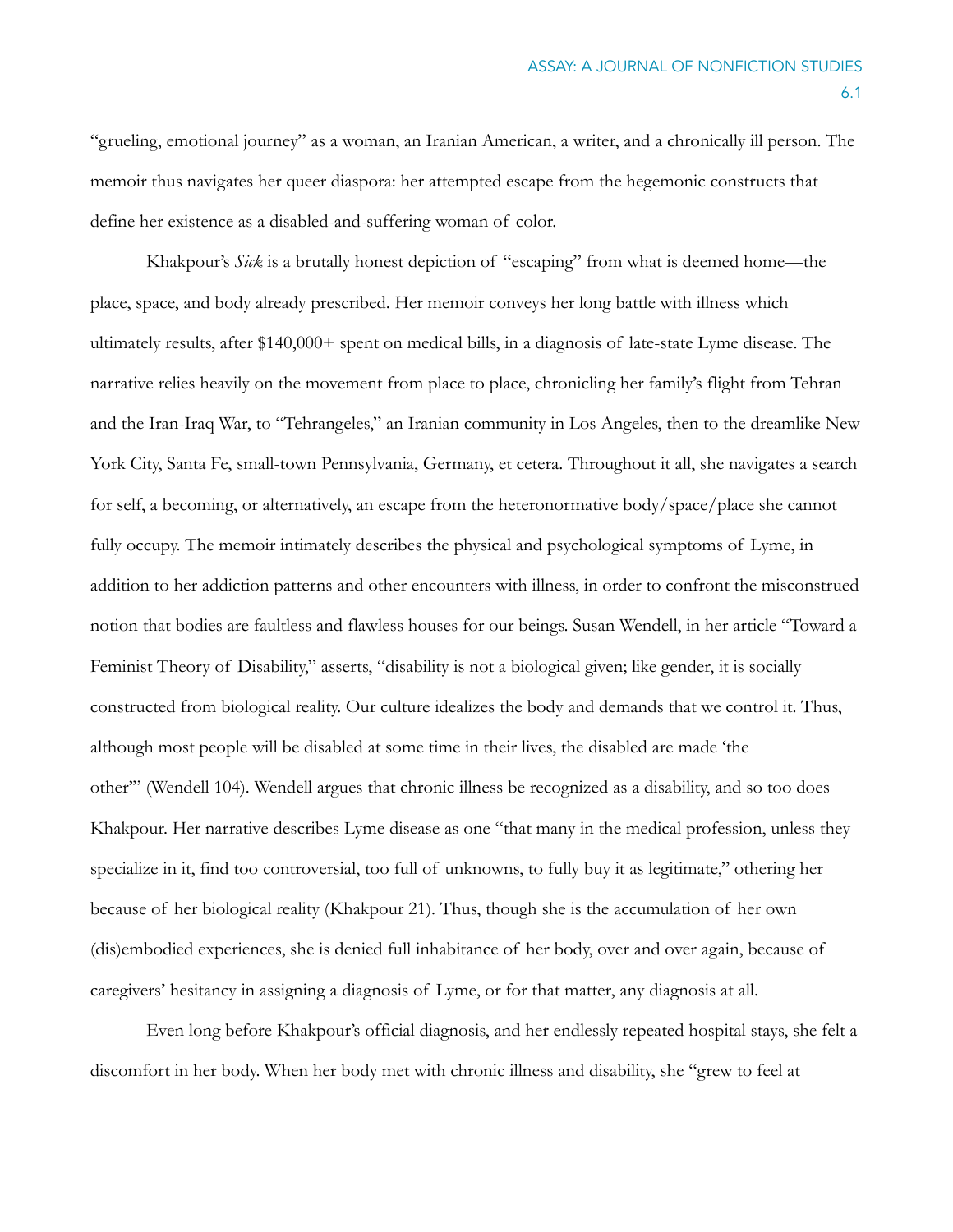"grueling, emotional journey" as a woman, an Iranian American, a writer, and a chronically ill person. The memoir thus navigates her queer diaspora: her attempted escape from the hegemonic constructs that define her existence as a disabled-and-suffering woman of color.

Khakpour's *Sick* is a brutally honest depiction of "escaping" from what is deemed home—the place, space, and body already prescribed. Her memoir conveys her long battle with illness which ultimately results, after $140,000+ spent on medical bills, in a diagnosis of late-state Lyme disease. The narrative relies heavily on the movement from place to place, chronicling her family's flight from Tehran and the Iran-Iraq War, to "Tehrangeles," an Iranian community in Los Angeles, then to the dreamlike New York City, Santa Fe, small-town Pennsylvania, Germany, et cetera. Throughout it all, she navigates a search for self, a becoming, or alternatively, an escape from the heteronormative body/space/place she cannot fully occupy. The memoir intimately describes the physical and psychological symptoms of Lyme, in addition to her addiction patterns and other encounters with illness, in order to confront the misconstrued notion that bodies are faultless and flawless houses for our beings. Susan Wendell, in her article "Toward a Feminist Theory of Disability," asserts, "disability is not a biological given; like gender, it is socially constructed from biological reality. Our culture idealizes the body and demands that we control it. Thus, although most people will be disabled at some time in their lives, the disabled are made 'the other'" (Wendell 104). Wendell argues that chronic illness be recognized as a disability, and so too does Khakpour. Her narrative describes Lyme disease as one "that many in the medical profession, unless they specialize in it, find too controversial, too full of unknowns, to fully buy it as legitimate," othering her because of her biological reality (Khakpour 21). Thus, though she is the accumulation of her own (dis)embodied experiences, she is denied full inhabitance of her body, over and over again, because of caregivers' hesitancy in assigning a diagnosis of Lyme, or for that matter, any diagnosis at all.

Even long before Khakpour's official diagnosis, and her endlessly repeated hospital stays, she felt a discomfort in her body. When her body met with chronic illness and disability, she "grew to feel at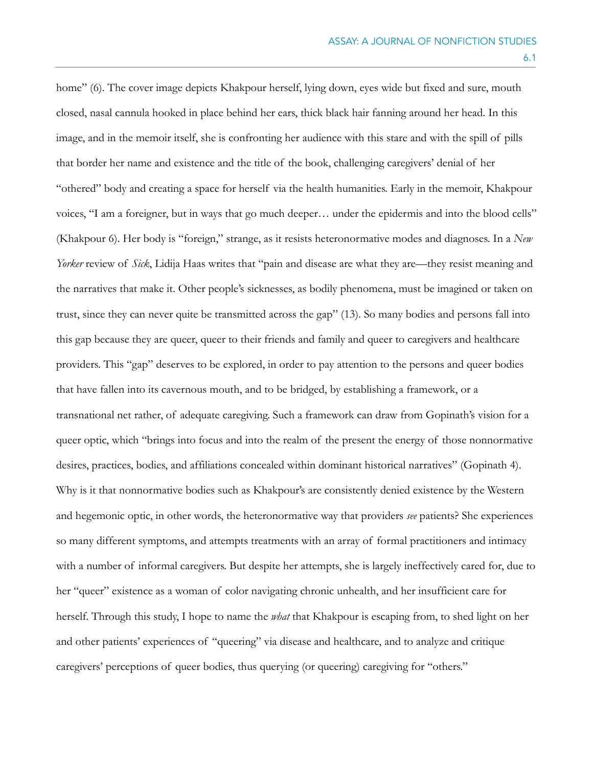home" (6). The cover image depicts Khakpour herself, lying down, eyes wide but fixed and sure, mouth closed, nasal cannula hooked in place behind her ears, thick black hair fanning around her head. In this image, and in the memoir itself, she is confronting her audience with this stare and with the spill of pills that border her name and existence and the title of the book, challenging caregivers' denial of her "othered" body and creating a space for herself via the health humanities. Early in the memoir, Khakpour voices, "I am a foreigner, but in ways that go much deeper… under the epidermis and into the blood cells" (Khakpour 6). Her body is "foreign," strange, as it resists heteronormative modes and diagnoses. In a *New Yorker* review of *Sick*, Lidija Haas writes that "pain and disease are what they are—they resist meaning and the narratives that make it. Other people's sicknesses, as bodily phenomena, must be imagined or taken on trust, since they can never quite be transmitted across the gap" (13). So many bodies and persons fall into this gap because they are queer, queer to their friends and family and queer to caregivers and healthcare providers. This "gap" deserves to be explored, in order to pay attention to the persons and queer bodies that have fallen into its cavernous mouth, and to be bridged, by establishing a framework, or a transnational net rather, of adequate caregiving. Such a framework can draw from Gopinath's vision for a queer optic, which "brings into focus and into the realm of the present the energy of those nonnormative desires, practices, bodies, and affiliations concealed within dominant historical narratives" (Gopinath 4). Why is it that nonnormative bodies such as Khakpour's are consistently denied existence by the Western and hegemonic optic, in other words, the heteronormative way that providers *see* patients? She experiences so many different symptoms, and attempts treatments with an array of formal practitioners and intimacy with a number of informal caregivers. But despite her attempts, she is largely ineffectively cared for, due to her "queer" existence as a woman of color navigating chronic unhealth, and her insufficient care for herself. Through this study, I hope to name the *what* that Khakpour is escaping from, to shed light on her and other patients' experiences of "queering" via disease and healthcare, and to analyze and critique caregivers' perceptions of queer bodies, thus querying (or queering) caregiving for "others."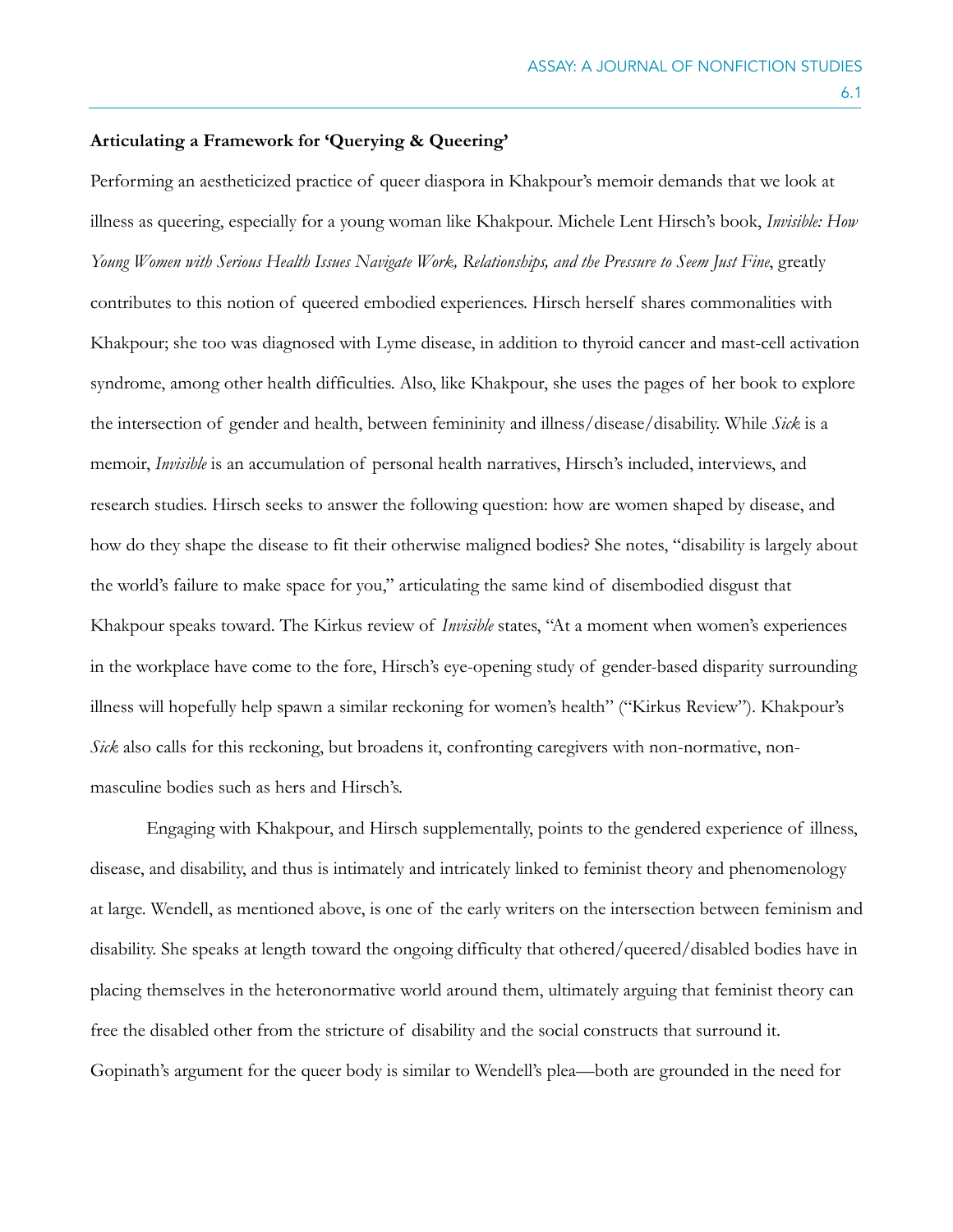**Articulating a Framework for 'Querying & Queering'**

Performing an aestheticized practice of queer diaspora in Khakpour's memoir demands that we look at illness as queering, especially for a young woman like Khakpour. Michele Lent Hirsch's book, *Invisible: How Young Women with Serious Health Issues Navigate Work, Relationships, and the Pressure to Seem Just Fine*, greatly contributes to this notion of queered embodied experiences. Hirsch herself shares commonalities with Khakpour; she too was diagnosed with Lyme disease, in addition to thyroid cancer and mast-cell activation syndrome, among other health difficulties. Also, like Khakpour, she uses the pages of her book to explore the intersection of gender and health, between femininity and illness/disease/disability. While *Sick* is a memoir, *Invisible* is an accumulation of personal health narratives, Hirsch's included, interviews, and research studies. Hirsch seeks to answer the following question: how are women shaped by disease, and how do they shape the disease to fit their otherwise maligned bodies? She notes, "disability is largely about the world's failure to make space for you," articulating the same kind of disembodied disgust that Khakpour speaks toward. The Kirkus review of *Invisible* states, "At a moment when women's experiences in the workplace have come to the fore, Hirsch's eye-opening study of gender-based disparity surrounding illness will hopefully help spawn a similar reckoning for women's health" ("Kirkus Review"). Khakpour's *Sick* also calls for this reckoning, but broadens it, confronting caregivers with non-normative, non-masculine bodies such as hers and Hirsch's.

Engaging with Khakpour, and Hirsch supplementally, points to the gendered experience of illness, disease, and disability, and thus is intimately and intricately linked to feminist theory and phenomenology at large. Wendell, as mentioned above, is one of the early writers on the intersection between feminism and disability. She speaks at length toward the ongoing difficulty that othered/queered/disabled bodies have in placing themselves in the heteronormative world around them, ultimately arguing that feminist theory can free the disabled other from the stricture of disability and the social constructs that surround it. Gopinath's argument for the queer body is similar to Wendell's plea—both are grounded in the need for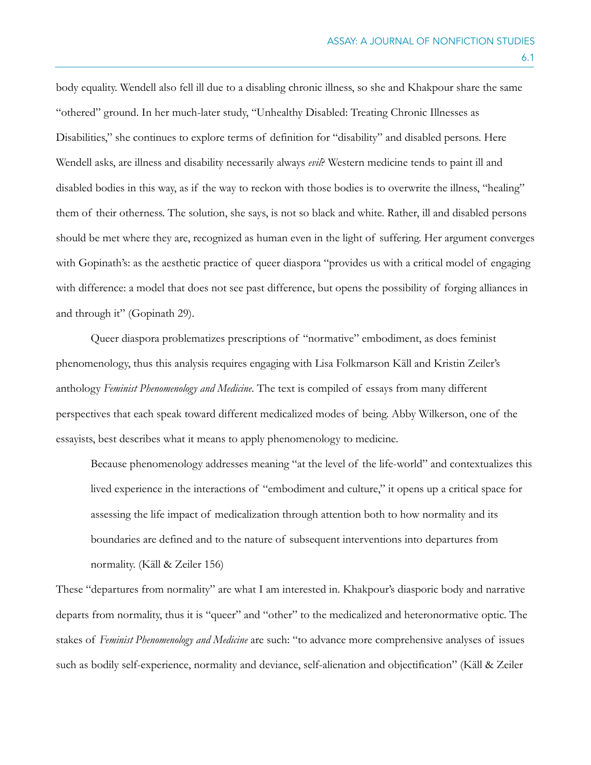body equality. Wendell also fell ill due to a disabling chronic illness, so she and Khakpour share the same "othered" ground. In her much-later study, "Unhealthy Disabled: Treating Chronic Illnesses as Disabilities," she continues to explore terms of definition for "disability" and disabled persons. Here Wendell asks, are illness and disability necessarily always *evil*? Western medicine tends to paint ill and disabled bodies in this way, as if the way to reckon with those bodies is to overwrite the illness, "healing" them of their otherness. The solution, she says, is not so black and white. Rather, ill and disabled persons should be met where they are, recognized as human even in the light of suffering. Her argument converges with Gopinath's: as the aesthetic practice of queer diaspora "provides us with a critical model of engaging with difference: a model that does not see past difference, but opens the possibility of forging alliances in and through it" (Gopinath 29).

Queer diaspora problematizes prescriptions of "normative" embodiment, as does feminist phenomenology, thus this analysis requires engaging with Lisa Folkmarson Käll and Kristin Zeiler's anthology *Feminist Phenomenology and Medicine*. The text is compiled of essays from many different perspectives that each speak toward different medicalized modes of being. Abby Wilkerson, one of the essayists, best describes what it means to apply phenomenology to medicine.

> Because phenomenology addresses meaning "at the level of the life-world" and contextualizes this lived experience in the interactions of "embodiment and culture," it opens up a critical space for assessing the life impact of medicalization through attention both to how normality and its boundaries are defined and to the nature of subsequent interventions into departures from normality. (Käll & Zeiler 156)

These "departures from normality" are what I am interested in. Khakpour's diasporic body and narrative departs from normality, thus it is "queer" and "other" to the medicalized and heteronormative optic. The stakes of *Feminist Phenomenology and Medicine* are such: "to advance more comprehensive analyses of issues such as bodily self-experience, normality and deviance, self-alienation and objectification" (Käll & Zeiler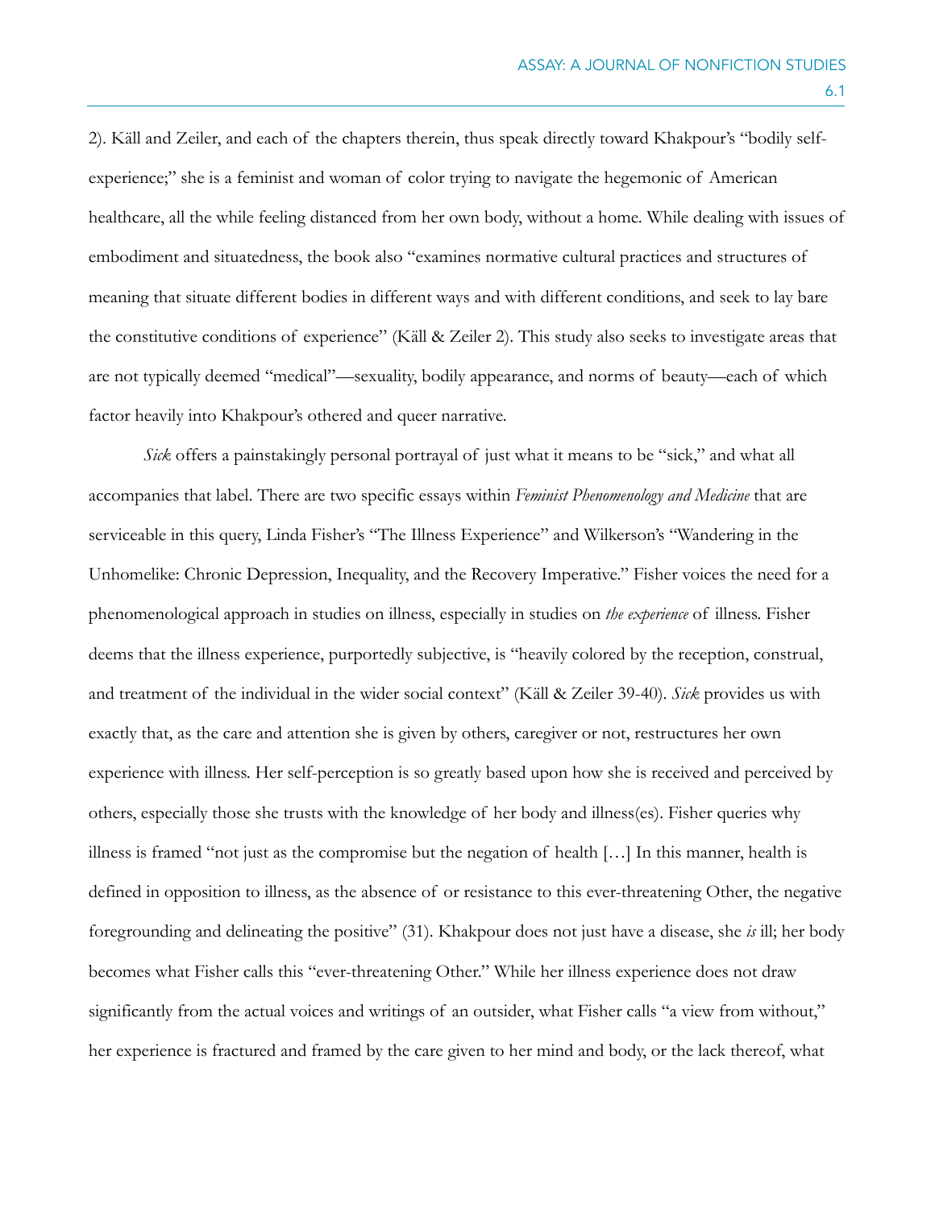2). Käll and Zeiler, and each of the chapters therein, thus speak directly toward Khakpour's "bodily self-experience;" she is a feminist and woman of color trying to navigate the hegemonic of American healthcare, all the while feeling distanced from her own body, without a home. While dealing with issues of embodiment and situatedness, the book also "examines normative cultural practices and structures of meaning that situate different bodies in different ways and with different conditions, and seek to lay bare the constitutive conditions of experience" (Käll & Zeiler 2). This study also seeks to investigate areas that are not typically deemed "medical"—sexuality, bodily appearance, and norms of beauty—each of which factor heavily into Khakpour's othered and queer narrative.

*Sick* offers a painstakingly personal portrayal of just what it means to be "sick," and what all accompanies that label. There are two specific essays within *Feminist Phenomenology and Medicine* that are serviceable in this query, Linda Fisher's "The Illness Experience" and Wilkerson's "Wandering in the Unhomelike: Chronic Depression, Inequality, and the Recovery Imperative." Fisher voices the need for a phenomenological approach in studies on illness, especially in studies on *the experience* of illness. Fisher deems that the illness experience, purportedly subjective, is "heavily colored by the reception, construal, and treatment of the individual in the wider social context" (Käll & Zeiler 39-40). *Sick* provides us with exactly that, as the care and attention she is given by others, caregiver or not, restructures her own experience with illness. Her self-perception is so greatly based upon how she is received and perceived by others, especially those she trusts with the knowledge of her body and illness(es). Fisher queries why illness is framed "not just as the compromise but the negation of health […] In this manner, health is defined in opposition to illness, as the absence of or resistance to this ever-threatening Other, the negative foregrounding and delineating the positive" (31). Khakpour does not just have a disease, she *is* ill; her body becomes what Fisher calls this "ever-threatening Other." While her illness experience does not draw significantly from the actual voices and writings of an outsider, what Fisher calls "a view from without," her experience is fractured and framed by the care given to her mind and body, or the lack thereof, what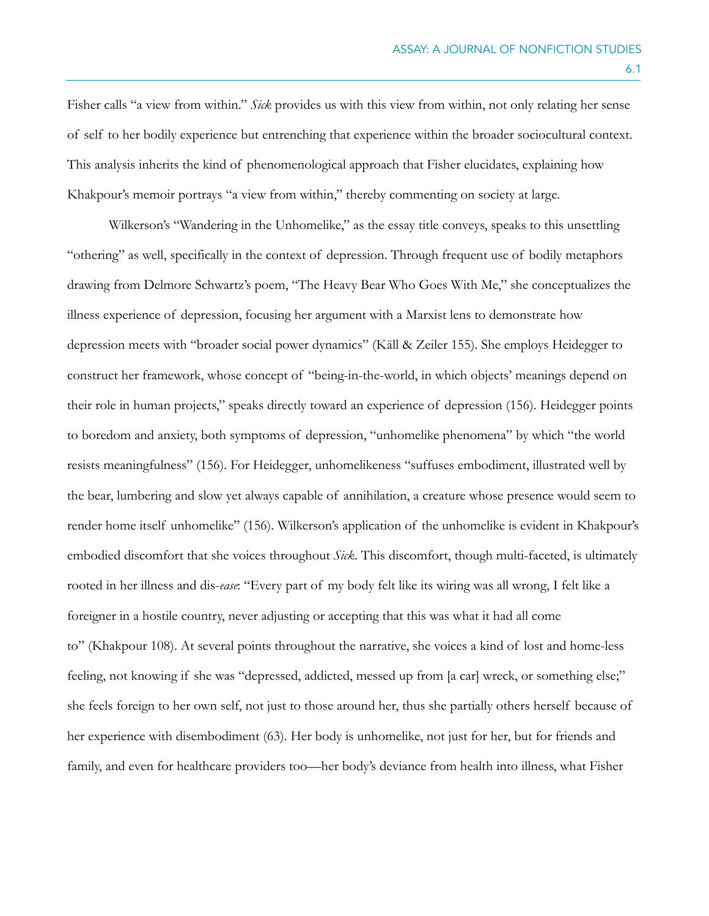Fisher calls "a view from within." *Sick* provides us with this view from within, not only relating her sense of self to her bodily experience but entrenching that experience within the broader sociocultural context. This analysis inherits the kind of phenomenological approach that Fisher elucidates, explaining how Khakpour's memoir portrays "a view from within," thereby commenting on society at large.

Wilkerson's "Wandering in the Unhomelike," as the essay title conveys, speaks to this unsettling "othering" as well, specifically in the context of depression. Through frequent use of bodily metaphors drawing from Delmore Schwartz's poem, "The Heavy Bear Who Goes With Me," she conceptualizes the illness experience of depression, focusing her argument with a Marxist lens to demonstrate how depression meets with "broader social power dynamics" (Käll & Zeiler 155). She employs Heidegger to construct her framework, whose concept of "being-in-the-world, in which objects' meanings depend on their role in human projects," speaks directly toward an experience of depression (156). Heidegger points to boredom and anxiety, both symptoms of depression, "unhomelike phenomena" by which "the world resists meaningfulness" (156). For Heidegger, unhomelikeness "suffuses embodiment, illustrated well by the bear, lumbering and slow yet always capable of annihilation, a creature whose presence would seem to render home itself unhomelike" (156). Wilkerson's application of the unhomelike is evident in Khakpour's embodied discomfort that she voices throughout *Sick*. This discomfort, though multi-faceted, is ultimately rooted in her illness and dis-*ease*: "Every part of my body felt like its wiring was all wrong, I felt like a foreigner in a hostile country, never adjusting or accepting that this was what it had all come to" (Khakpour 108). At several points throughout the narrative, she voices a kind of lost and home-less feeling, not knowing if she was "depressed, addicted, messed up from [a car] wreck, or something else;" she feels foreign to her own self, not just to those around her, thus she partially others herself because of her experience with disembodiment (63). Her body is unhomelike, not just for her, but for friends and family, and even for healthcare providers too—her body's deviance from health into illness, what Fisher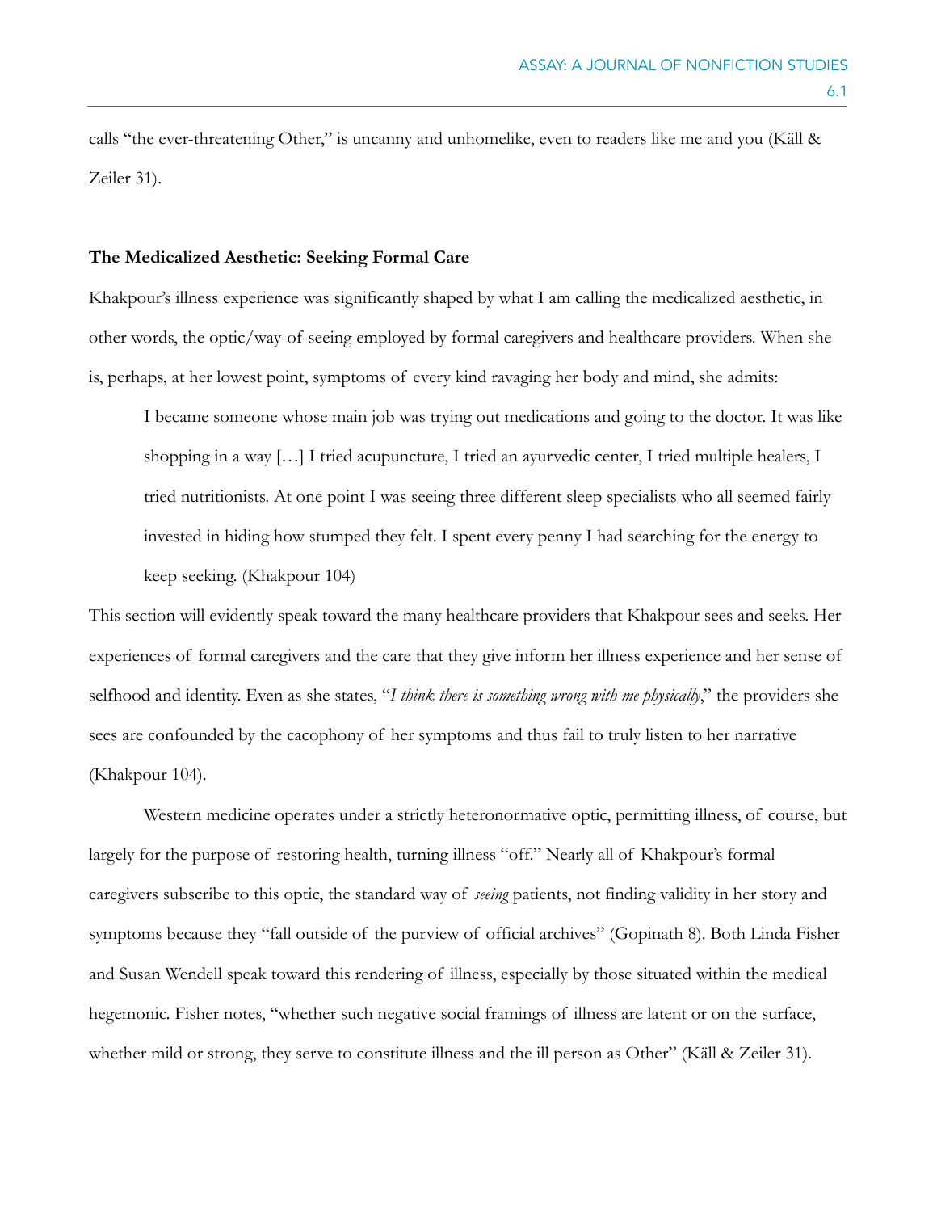calls "the ever-threatening Other," is uncanny and unhomelike, even to readers like me and you (Käll & Zeiler 31).

**The Medicalized Aesthetic: Seeking Formal Care**

Khakpour's illness experience was significantly shaped by what I am calling the medicalized aesthetic, in other words, the optic/way-of-seeing employed by formal caregivers and healthcare providers. When she is, perhaps, at her lowest point, symptoms of every kind ravaging her body and mind, she admits:

> I became someone whose main job was trying out medications and going to the doctor. It was like shopping in a way […] I tried acupuncture, I tried an ayurvedic center, I tried multiple healers, I tried nutritionists. At one point I was seeing three different sleep specialists who all seemed fairly invested in hiding how stumped they felt. I spent every penny I had searching for the energy to keep seeking. (Khakpour 104)

This section will evidently speak toward the many healthcare providers that Khakpour sees and seeks. Her experiences of formal caregivers and the care that they give inform her illness experience and her sense of selfhood and identity. Even as she states, "*I think there is something wrong with me physically*," the providers she sees are confounded by the cacophony of her symptoms and thus fail to truly listen to her narrative (Khakpour 104).

Western medicine operates under a strictly heteronormative optic, permitting illness, of course, but largely for the purpose of restoring health, turning illness "off." Nearly all of Khakpour's formal caregivers subscribe to this optic, the standard way of *seeing* patients, not finding validity in her story and symptoms because they "fall outside of the purview of official archives" (Gopinath 8). Both Linda Fisher and Susan Wendell speak toward this rendering of illness, especially by those situated within the medical hegemonic. Fisher notes, "whether such negative social framings of illness are latent or on the surface, whether mild or strong, they serve to constitute illness and the ill person as Other" (Käll & Zeiler 31).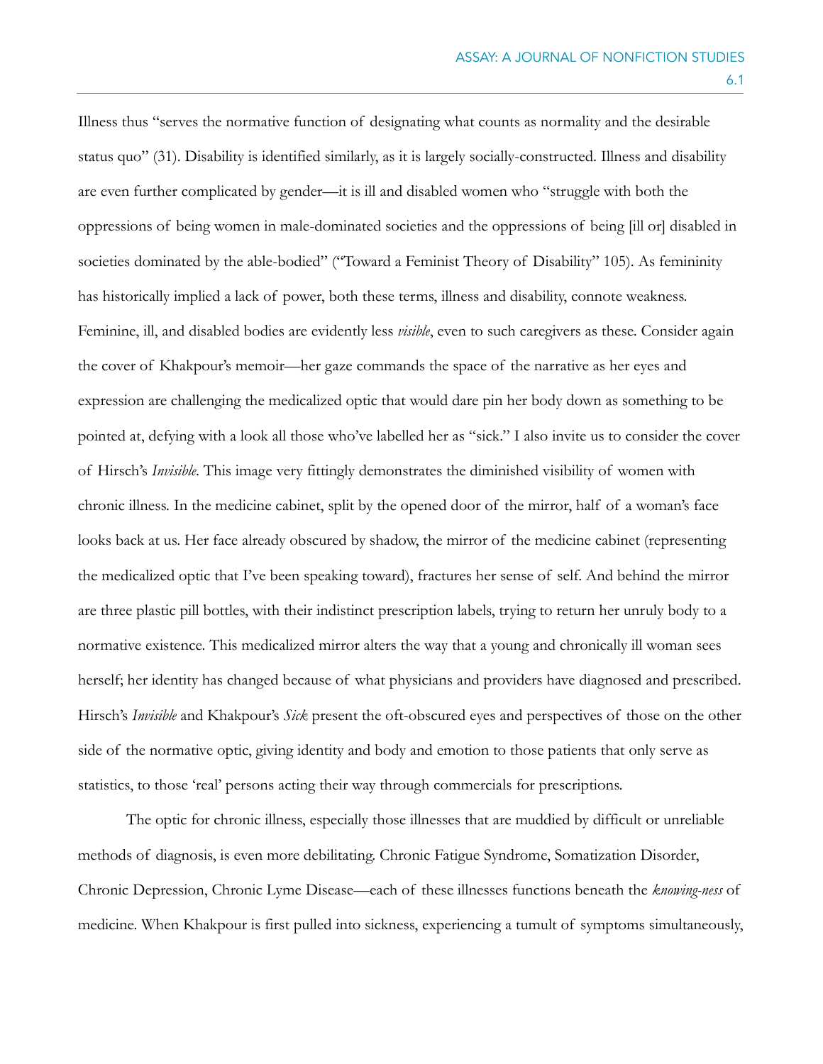Illness thus "serves the normative function of designating what counts as normality and the desirable status quo" (31). Disability is identified similarly, as it is largely socially-constructed. Illness and disability are even further complicated by gender—it is ill and disabled women who "struggle with both the oppressions of being women in male-dominated societies and the oppressions of being [ill or] disabled in societies dominated by the able-bodied" ("Toward a Feminist Theory of Disability" 105). As femininity has historically implied a lack of power, both these terms, illness and disability, connote weakness. Feminine, ill, and disabled bodies are evidently less *visible*, even to such caregivers as these. Consider again the cover of Khakpour's memoir—her gaze commands the space of the narrative as her eyes and expression are challenging the medicalized optic that would dare pin her body down as something to be pointed at, defying with a look all those who've labelled her as "sick." I also invite us to consider the cover of Hirsch's *Invisible*. This image very fittingly demonstrates the diminished visibility of women with chronic illness. In the medicine cabinet, split by the opened door of the mirror, half of a woman's face looks back at us. Her face already obscured by shadow, the mirror of the medicine cabinet (representing the medicalized optic that I've been speaking toward), fractures her sense of self. And behind the mirror are three plastic pill bottles, with their indistinct prescription labels, trying to return her unruly body to a normative existence. This medicalized mirror alters the way that a young and chronically ill woman sees herself; her identity has changed because of what physicians and providers have diagnosed and prescribed. Hirsch's *Invisible* and Khakpour's *Sick* present the oft-obscured eyes and perspectives of those on the other side of the normative optic, giving identity and body and emotion to those patients that only serve as statistics, to those 'real' persons acting their way through commercials for prescriptions.

The optic for chronic illness, especially those illnesses that are muddied by difficult or unreliable methods of diagnosis, is even more debilitating. Chronic Fatigue Syndrome, Somatization Disorder, Chronic Depression, Chronic Lyme Disease—each of these illnesses functions beneath the *knowing-ness* of medicine. When Khakpour is first pulled into sickness, experiencing a tumult of symptoms simultaneously,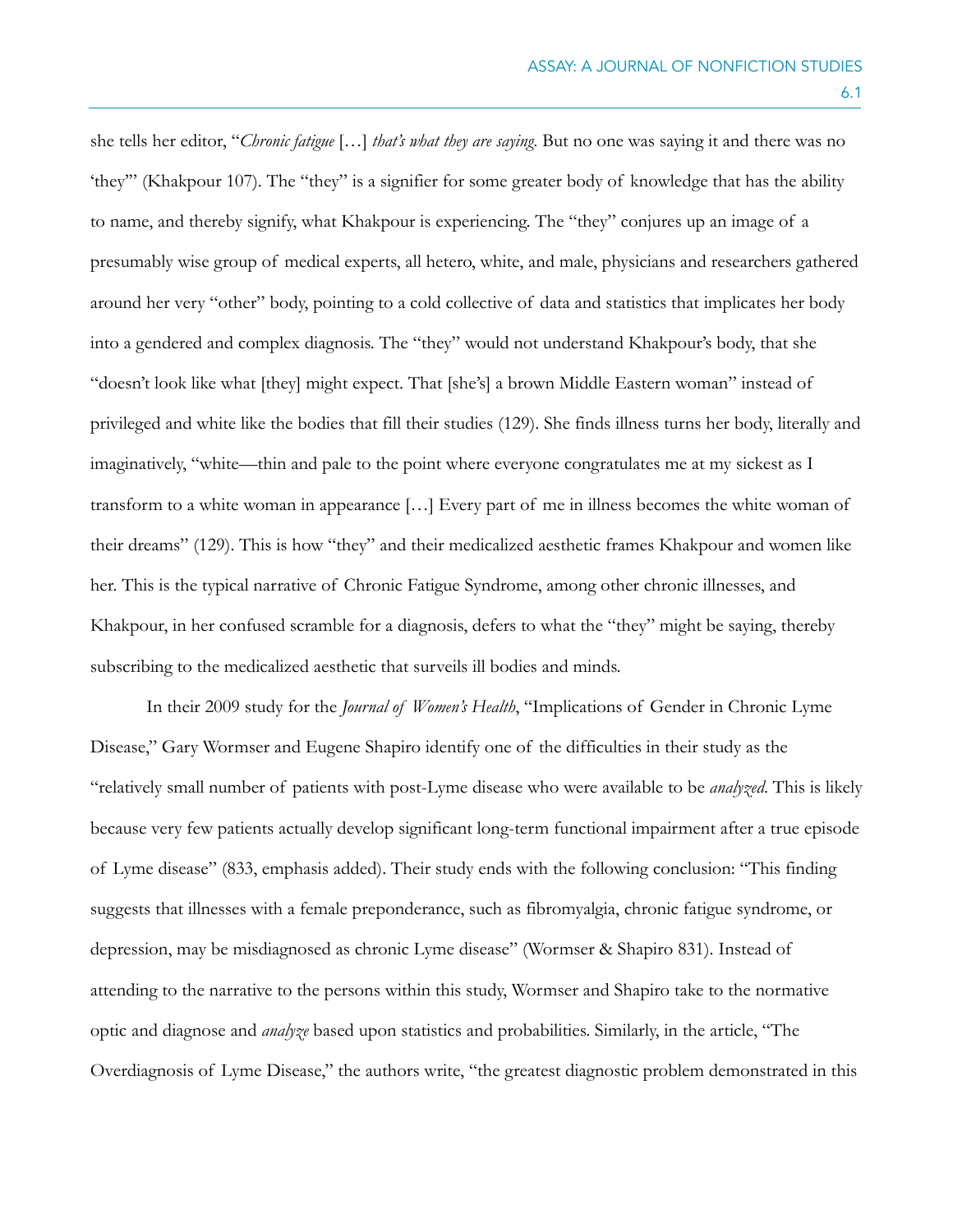she tells her editor, "*Chronic fatigue* […] *that's what they are saying*. But no one was saying it and there was no 'they'" (Khakpour 107). The "they" is a signifier for some greater body of knowledge that has the ability to name, and thereby signify, what Khakpour is experiencing. The "they" conjures up an image of a presumably wise group of medical experts, all hetero, white, and male, physicians and researchers gathered around her very "other" body, pointing to a cold collective of data and statistics that implicates her body into a gendered and complex diagnosis. The "they" would not understand Khakpour's body, that she "doesn't look like what [they] might expect. That [she's] a brown Middle Eastern woman" instead of privileged and white like the bodies that fill their studies (129). She finds illness turns her body, literally and imaginatively, "white—thin and pale to the point where everyone congratulates me at my sickest as I transform to a white woman in appearance […] Every part of me in illness becomes the white woman of their dreams" (129). This is how "they" and their medicalized aesthetic frames Khakpour and women like her. This is the typical narrative of Chronic Fatigue Syndrome, among other chronic illnesses, and Khakpour, in her confused scramble for a diagnosis, defers to what the "they" might be saying, thereby subscribing to the medicalized aesthetic that surveils ill bodies and minds.

In their 2009 study for the *Journal of Women's Health*, "Implications of Gender in Chronic Lyme Disease," Gary Wormser and Eugene Shapiro identify one of the difficulties in their study as the "relatively small number of patients with post-Lyme disease who were available to be *analyzed*. This is likely because very few patients actually develop significant long-term functional impairment after a true episode of Lyme disease" (833, emphasis added). Their study ends with the following conclusion: "This finding suggests that illnesses with a female preponderance, such as fibromyalgia, chronic fatigue syndrome, or depression, may be misdiagnosed as chronic Lyme disease" (Wormser & Shapiro 831). Instead of attending to the narrative to the persons within this study, Wormser and Shapiro take to the normative optic and diagnose and *analyze* based upon statistics and probabilities. Similarly, in the article, "The Overdiagnosis of Lyme Disease," the authors write, "the greatest diagnostic problem demonstrated in this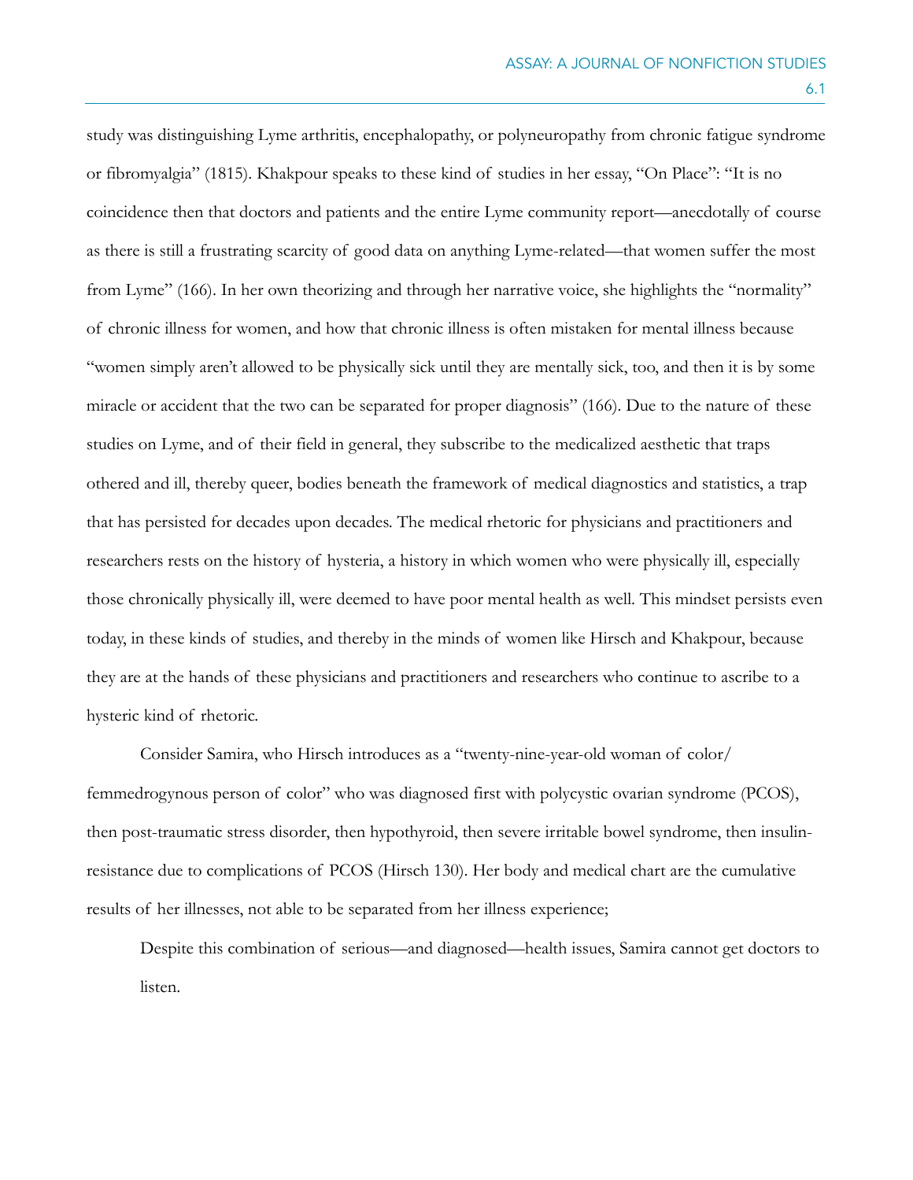study was distinguishing Lyme arthritis, encephalopathy, or polyneuropathy from chronic fatigue syndrome or fibromyalgia" (1815). Khakpour speaks to these kind of studies in her essay, "On Place": "It is no coincidence then that doctors and patients and the entire Lyme community report—anecdotally of course as there is still a frustrating scarcity of good data on anything Lyme-related—that women suffer the most from Lyme" (166). In her own theorizing and through her narrative voice, she highlights the "normality" of chronic illness for women, and how that chronic illness is often mistaken for mental illness because "women simply aren't allowed to be physically sick until they are mentally sick, too, and then it is by some miracle or accident that the two can be separated for proper diagnosis" (166). Due to the nature of these studies on Lyme, and of their field in general, they subscribe to the medicalized aesthetic that traps othered and ill, thereby queer, bodies beneath the framework of medical diagnostics and statistics, a trap that has persisted for decades upon decades. The medical rhetoric for physicians and practitioners and researchers rests on the history of hysteria, a history in which women who were physically ill, especially those chronically physically ill, were deemed to have poor mental health as well. This mindset persists even today, in these kinds of studies, and thereby in the minds of women like Hirsch and Khakpour, because they are at the hands of these physicians and practitioners and researchers who continue to ascribe to a hysteric kind of rhetoric.

Consider Samira, who Hirsch introduces as a "twenty-nine-year-old woman of color/ femmedrogynous person of color" who was diagnosed first with polycystic ovarian syndrome (PCOS), then post-traumatic stress disorder, then hypothyroid, then severe irritable bowel syndrome, then insulin-resistance due to complications of PCOS (Hirsch 130). Her body and medical chart are the cumulative results of her illnesses, not able to be separated from her illness experience;

> Despite this combination of serious—and diagnosed—health issues, Samira cannot get doctors to listen.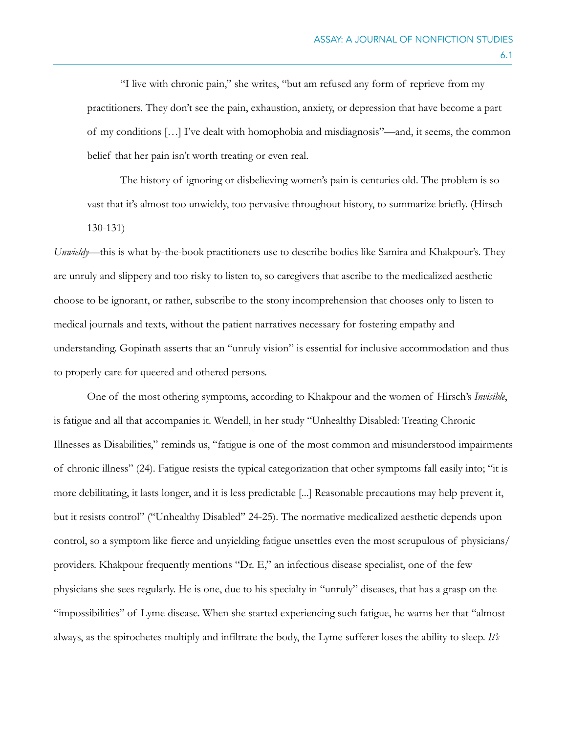> "I live with chronic pain," she writes, "but am refused any form of reprieve from my practitioners. They don't see the pain, exhaustion, anxiety, or depression that have become a part of my conditions […] I've dealt with homophobia and misdiagnosis"—and, it seems, the common belief that her pain isn't worth treating or even real.
>
> The history of ignoring or disbelieving women's pain is centuries old. The problem is so vast that it's almost too unwieldy, too pervasive throughout history, to summarize briefly. (Hirsch 130-131)

*Unwieldy*—this is what by-the-book practitioners use to describe bodies like Samira and Khakpour's. They are unruly and slippery and too risky to listen to, so caregivers that ascribe to the medicalized aesthetic choose to be ignorant, or rather, subscribe to the stony incomprehension that chooses only to listen to medical journals and texts, without the patient narratives necessary for fostering empathy and understanding. Gopinath asserts that an "unruly vision" is essential for inclusive accommodation and thus to properly care for queered and othered persons.

One of the most othering symptoms, according to Khakpour and the women of Hirsch's *Invisible*, is fatigue and all that accompanies it. Wendell, in her study "Unhealthy Disabled: Treating Chronic Illnesses as Disabilities," reminds us, "fatigue is one of the most common and misunderstood impairments of chronic illness" (24). Fatigue resists the typical categorization that other symptoms fall easily into; "it is more debilitating, it lasts longer, and it is less predictable [...] Reasonable precautions may help prevent it, but it resists control" ("Unhealthy Disabled" 24-25). The normative medicalized aesthetic depends upon control, so a symptom like fierce and unyielding fatigue unsettles even the most scrupulous of physicians/providers. Khakpour frequently mentions "Dr. E," an infectious disease specialist, one of the few physicians she sees regularly. He is one, due to his specialty in "unruly" diseases, that has a grasp on the "impossibilities" of Lyme disease. When she started experiencing such fatigue, he warns her that "almost always, as the spirochetes multiply and infiltrate the body, the Lyme sufferer loses the ability to sleep. *It's*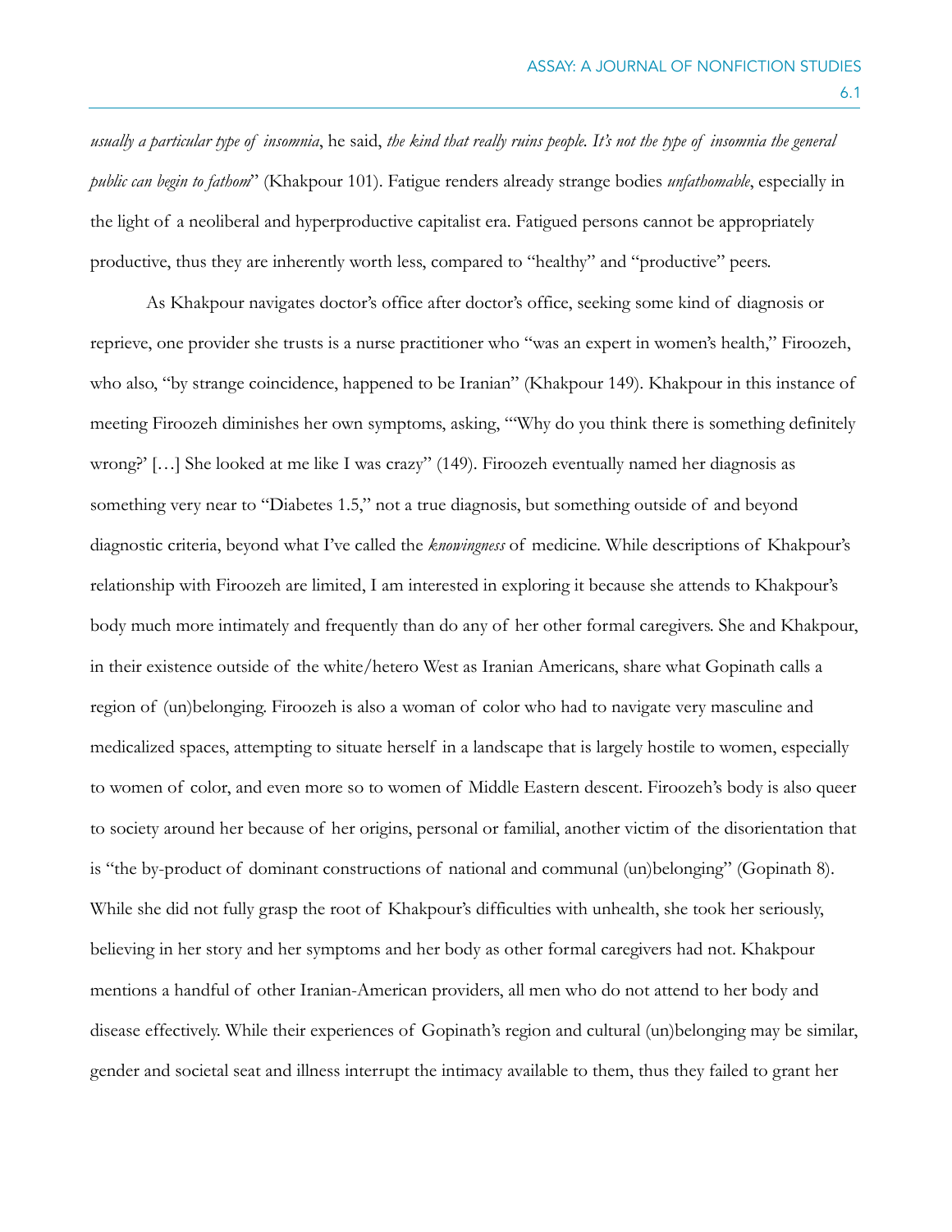*usually a particular type of insomnia*, he said, *the kind that really ruins people. It's not the type of insomnia the general public can begin to fathom*" (Khakpour 101). Fatigue renders already strange bodies *unfathomable*, especially in the light of a neoliberal and hyperproductive capitalist era. Fatigued persons cannot be appropriately productive, thus they are inherently worth less, compared to "healthy" and "productive" peers.

As Khakpour navigates doctor's office after doctor's office, seeking some kind of diagnosis or reprieve, one provider she trusts is a nurse practitioner who "was an expert in women's health," Firoozeh, who also, "by strange coincidence, happened to be Iranian" (Khakpour 149). Khakpour in this instance of meeting Firoozeh diminishes her own symptoms, asking, "'Why do you think there is something definitely wrong?' […] She looked at me like I was crazy" (149). Firoozeh eventually named her diagnosis as something very near to "Diabetes 1.5," not a true diagnosis, but something outside of and beyond diagnostic criteria, beyond what I've called the *knowingness* of medicine. While descriptions of Khakpour's relationship with Firoozeh are limited, I am interested in exploring it because she attends to Khakpour's body much more intimately and frequently than do any of her other formal caregivers. She and Khakpour, in their existence outside of the white/hetero West as Iranian Americans, share what Gopinath calls a region of (un)belonging. Firoozeh is also a woman of color who had to navigate very masculine and medicalized spaces, attempting to situate herself in a landscape that is largely hostile to women, especially to women of color, and even more so to women of Middle Eastern descent. Firoozeh's body is also queer to society around her because of her origins, personal or familial, another victim of the disorientation that is "the by-product of dominant constructions of national and communal (un)belonging" (Gopinath 8). While she did not fully grasp the root of Khakpour's difficulties with unhealth, she took her seriously, believing in her story and her symptoms and her body as other formal caregivers had not. Khakpour mentions a handful of other Iranian-American providers, all men who do not attend to her body and disease effectively. While their experiences of Gopinath's region and cultural (un)belonging may be similar, gender and societal seat and illness interrupt the intimacy available to them, thus they failed to grant her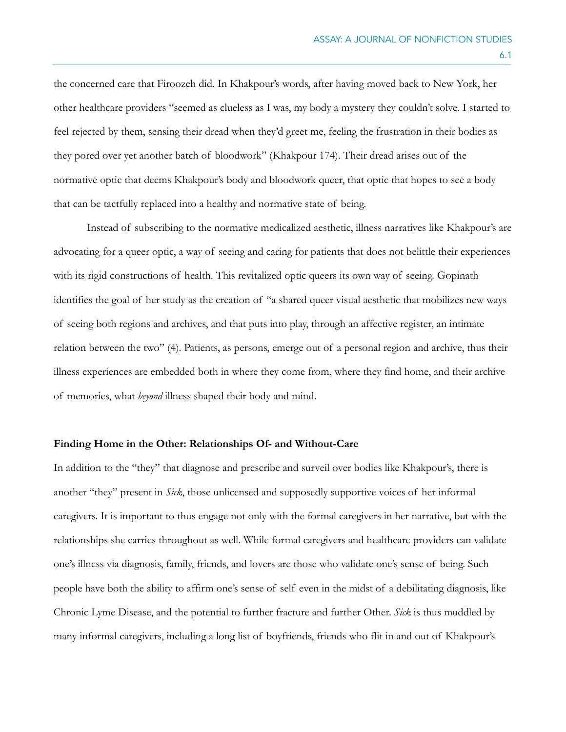the concerned care that Firoozeh did. In Khakpour's words, after having moved back to New York, her other healthcare providers "seemed as clueless as I was, my body a mystery they couldn't solve. I started to feel rejected by them, sensing their dread when they'd greet me, feeling the frustration in their bodies as they pored over yet another batch of bloodwork" (Khakpour 174). Their dread arises out of the normative optic that deems Khakpour's body and bloodwork queer, that optic that hopes to see a body that can be tactfully replaced into a healthy and normative state of being.

Instead of subscribing to the normative medicalized aesthetic, illness narratives like Khakpour's are advocating for a queer optic, a way of seeing and caring for patients that does not belittle their experiences with its rigid constructions of health. This revitalized optic queers its own way of seeing. Gopinath identifies the goal of her study as the creation of "a shared queer visual aesthetic that mobilizes new ways of seeing both regions and archives, and that puts into play, through an affective register, an intimate relation between the two" (4). Patients, as persons, emerge out of a personal region and archive, thus their illness experiences are embedded both in where they come from, where they find home, and their archive of memories, what *beyond* illness shaped their body and mind.

### Finding Home in the Other: Relationships Of- and Without-Care

In addition to the "they" that diagnose and prescribe and surveil over bodies like Khakpour's, there is another "they" present in *Sick*, those unlicensed and supposedly supportive voices of her informal caregivers. It is important to thus engage not only with the formal caregivers in her narrative, but with the relationships she carries throughout as well. While formal caregivers and healthcare providers can validate one's illness via diagnosis, family, friends, and lovers are those who validate one's sense of being. Such people have both the ability to affirm one's sense of self even in the midst of a debilitating diagnosis, like Chronic Lyme Disease, and the potential to further fracture and further Other. *Sick* is thus muddled by many informal caregivers, including a long list of boyfriends, friends who flit in and out of Khakpour's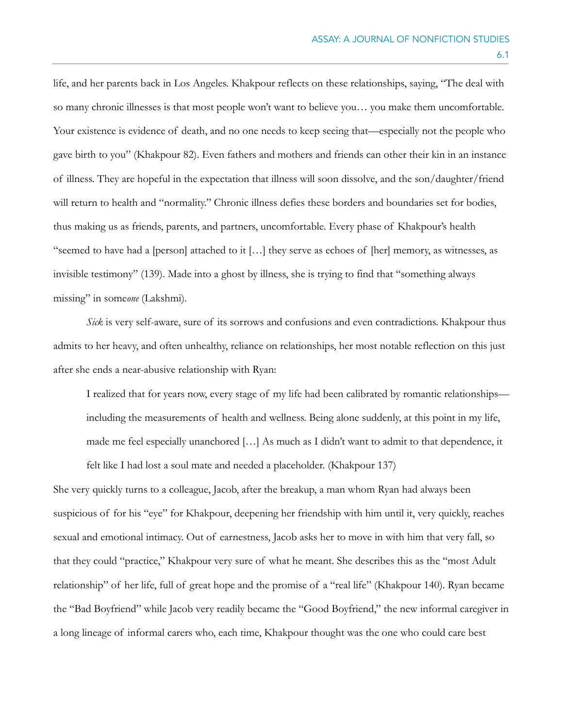life, and her parents back in Los Angeles. Khakpour reflects on these relationships, saying, "The deal with so many chronic illnesses is that most people won't want to believe you… you make them uncomfortable. Your existence is evidence of death, and no one needs to keep seeing that—especially not the people who gave birth to you" (Khakpour 82). Even fathers and mothers and friends can other their kin in an instance of illness. They are hopeful in the expectation that illness will soon dissolve, and the son/daughter/friend will return to health and "normality." Chronic illness defies these borders and boundaries set for bodies, thus making us as friends, parents, and partners, uncomfortable. Every phase of Khakpour's health "seemed to have had a [person] attached to it […] they serve as echoes of [her] memory, as witnesses, as invisible testimony" (139). Made into a ghost by illness, she is trying to find that "something always missing" in some*one* (Lakshmi).

*Sick* is very self-aware, sure of its sorrows and confusions and even contradictions. Khakpour thus admits to her heavy, and often unhealthy, reliance on relationships, her most notable reflection on this just after she ends a near-abusive relationship with Ryan:

> I realized that for years now, every stage of my life had been calibrated by romantic relationships—including the measurements of health and wellness. Being alone suddenly, at this point in my life, made me feel especially unanchored […] As much as I didn't want to admit to that dependence, it felt like I had lost a soul mate and needed a placeholder. (Khakpour 137)

She very quickly turns to a colleague, Jacob, after the breakup, a man whom Ryan had always been suspicious of for his "eye" for Khakpour, deepening her friendship with him until it, very quickly, reaches sexual and emotional intimacy. Out of earnestness, Jacob asks her to move in with him that very fall, so that they could "practice," Khakpour very sure of what he meant. She describes this as the "most Adult relationship" of her life, full of great hope and the promise of a "real life" (Khakpour 140). Ryan became the "Bad Boyfriend" while Jacob very readily became the "Good Boyfriend," the new informal caregiver in a long lineage of informal carers who, each time, Khakpour thought was the one who could care best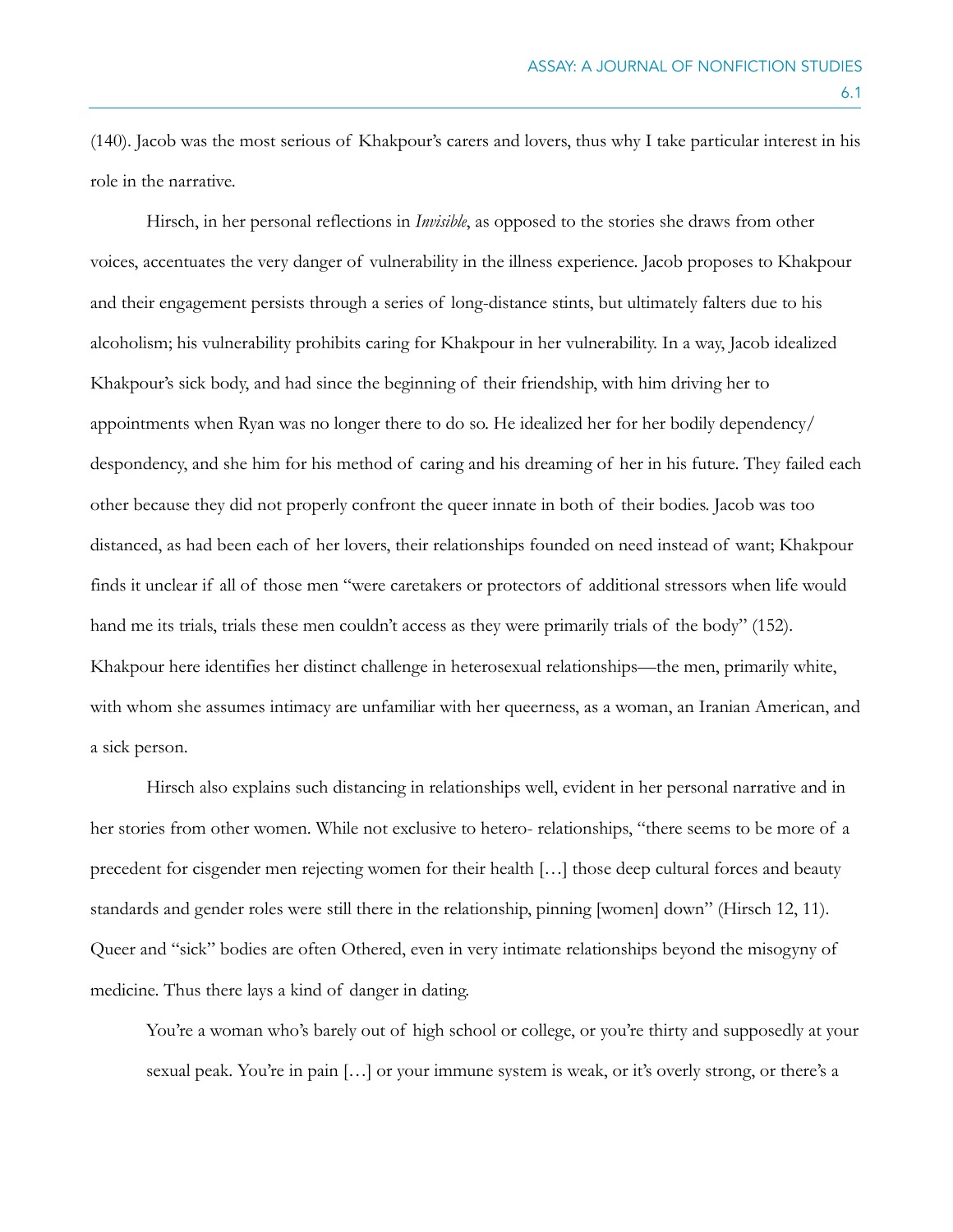(140). Jacob was the most serious of Khakpour's carers and lovers, thus why I take particular interest in his role in the narrative.

Hirsch, in her personal reflections in *Invisible*, as opposed to the stories she draws from other voices, accentuates the very danger of vulnerability in the illness experience. Jacob proposes to Khakpour and their engagement persists through a series of long-distance stints, but ultimately falters due to his alcoholism; his vulnerability prohibits caring for Khakpour in her vulnerability. In a way, Jacob idealized Khakpour's sick body, and had since the beginning of their friendship, with him driving her to appointments when Ryan was no longer there to do so. He idealized her for her bodily dependency/despondency, and she him for his method of caring and his dreaming of her in his future. They failed each other because they did not properly confront the queer innate in both of their bodies. Jacob was too distanced, as had been each of her lovers, their relationships founded on need instead of want; Khakpour finds it unclear if all of those men "were caretakers or protectors of additional stressors when life would hand me its trials, trials these men couldn't access as they were primarily trials of the body" (152). Khakpour here identifies her distinct challenge in heterosexual relationships—the men, primarily white, with whom she assumes intimacy are unfamiliar with her queerness, as a woman, an Iranian American, and a sick person.

Hirsch also explains such distancing in relationships well, evident in her personal narrative and in her stories from other women. While not exclusive to hetero- relationships, "there seems to be more of a precedent for cisgender men rejecting women for their health […] those deep cultural forces and beauty standards and gender roles were still there in the relationship, pinning [women] down" (Hirsch 12, 11). Queer and "sick" bodies are often Othered, even in very intimate relationships beyond the misogyny of medicine. Thus there lays a kind of danger in dating.

> You're a woman who's barely out of high school or college, or you're thirty and supposedly at your sexual peak. You're in pain […] or your immune system is weak, or it's overly strong, or there's a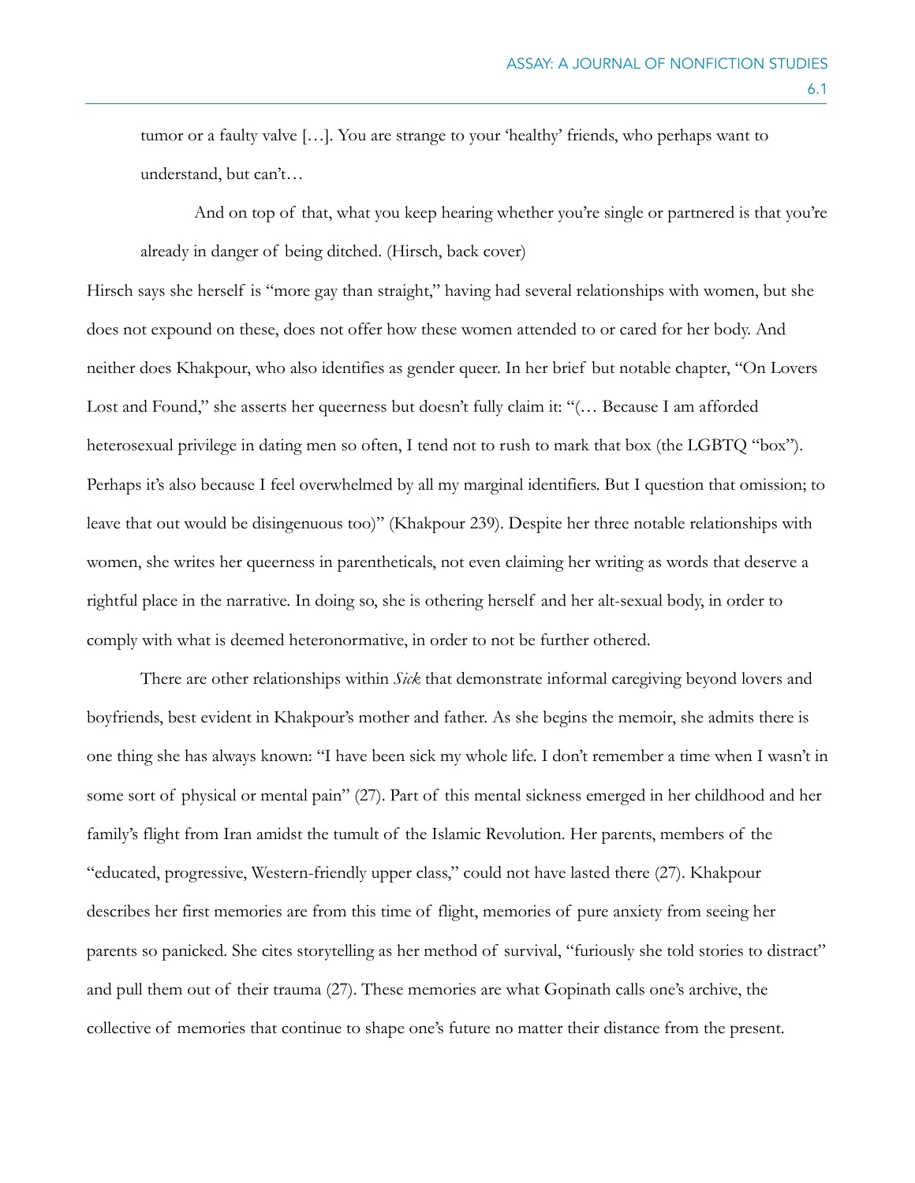> tumor or a faulty valve […]. You are strange to your 'healthy' friends, who perhaps want to understand, but can't…
>
> And on top of that, what you keep hearing whether you're single or partnered is that you're already in danger of being ditched. (Hirsch, back cover)

Hirsch says she herself is "more gay than straight," having had several relationships with women, but she does not expound on these, does not offer how these women attended to or cared for her body. And neither does Khakpour, who also identifies as gender queer. In her brief but notable chapter, "On Lovers Lost and Found," she asserts her queerness but doesn't fully claim it: "(… Because I am afforded heterosexual privilege in dating men so often, I tend not to rush to mark that box (the LGBTQ "box"). Perhaps it's also because I feel overwhelmed by all my marginal identifiers. But I question that omission; to leave that out would be disingenuous too)" (Khakpour 239). Despite her three notable relationships with women, she writes her queerness in parentheticals, not even claiming her writing as words that deserve a rightful place in the narrative. In doing so, she is othering herself and her alt-sexual body, in order to comply with what is deemed heteronormative, in order to not be further othered.

There are other relationships within *Sick* that demonstrate informal caregiving beyond lovers and boyfriends, best evident in Khakpour's mother and father. As she begins the memoir, she admits there is one thing she has always known: "I have been sick my whole life. I don't remember a time when I wasn't in some sort of physical or mental pain" (27). Part of this mental sickness emerged in her childhood and her family's flight from Iran amidst the tumult of the Islamic Revolution. Her parents, members of the "educated, progressive, Western-friendly upper class," could not have lasted there (27). Khakpour describes her first memories are from this time of flight, memories of pure anxiety from seeing her parents so panicked. She cites storytelling as her method of survival, "furiously she told stories to distract" and pull them out of their trauma (27). These memories are what Gopinath calls one's archive, the collective of memories that continue to shape one's future no matter their distance from the present.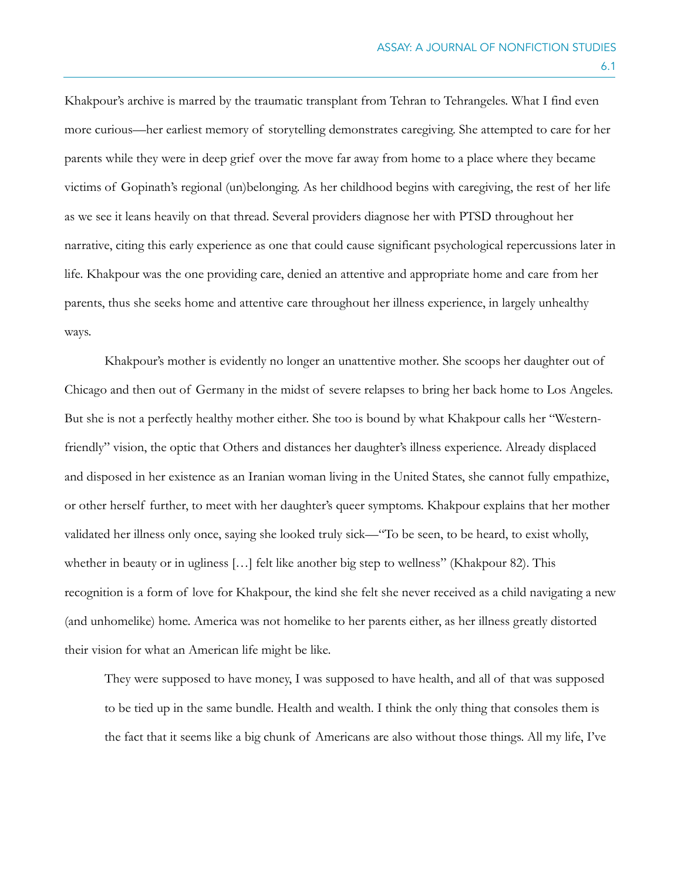Khakpour's archive is marred by the traumatic transplant from Tehran to Tehrangeles. What I find even more curious—her earliest memory of storytelling demonstrates caregiving. She attempted to care for her parents while they were in deep grief over the move far away from home to a place where they became victims of Gopinath's regional (un)belonging. As her childhood begins with caregiving, the rest of her life as we see it leans heavily on that thread. Several providers diagnose her with PTSD throughout her narrative, citing this early experience as one that could cause significant psychological repercussions later in life. Khakpour was the one providing care, denied an attentive and appropriate home and care from her parents, thus she seeks home and attentive care throughout her illness experience, in largely unhealthy ways.

Khakpour's mother is evidently no longer an unattentive mother. She scoops her daughter out of Chicago and then out of Germany in the midst of severe relapses to bring her back home to Los Angeles. But she is not a perfectly healthy mother either. She too is bound by what Khakpour calls her "Western-friendly" vision, the optic that Others and distances her daughter's illness experience. Already displaced and disposed in her existence as an Iranian woman living in the United States, she cannot fully empathize, or other herself further, to meet with her daughter's queer symptoms. Khakpour explains that her mother validated her illness only once, saying she looked truly sick—"To be seen, to be heard, to exist wholly, whether in beauty or in ugliness […] felt like another big step to wellness" (Khakpour 82). This recognition is a form of love for Khakpour, the kind she felt she never received as a child navigating a new (and unhomelike) home. America was not homelike to her parents either, as her illness greatly distorted their vision for what an American life might be like.

> They were supposed to have money, I was supposed to have health, and all of that was supposed to be tied up in the same bundle. Health and wealth. I think the only thing that consoles them is the fact that it seems like a big chunk of Americans are also without those things. All my life, I've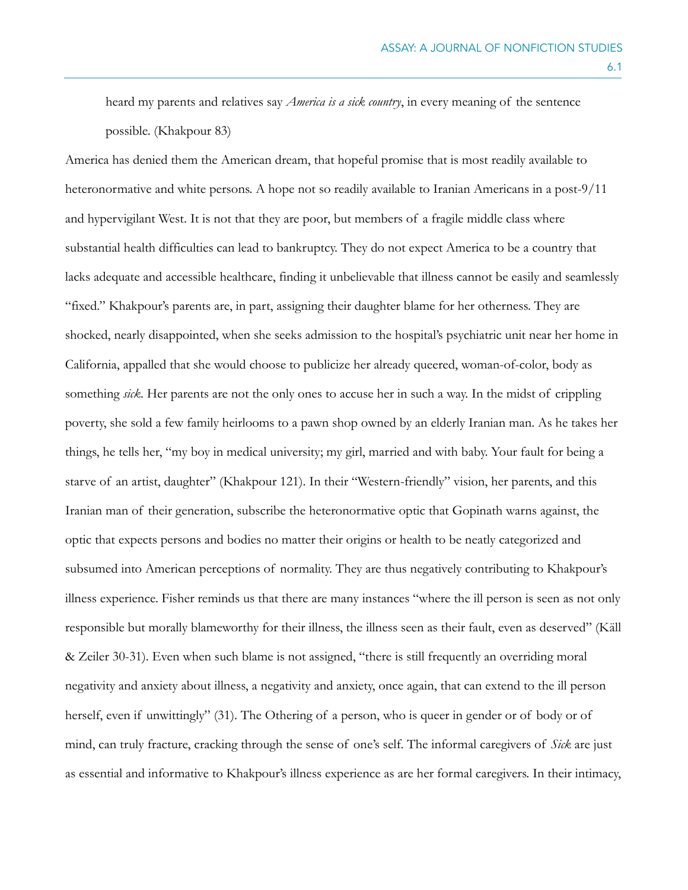> heard my parents and relatives say *America is a sick country*, in every meaning of the sentence possible. (Khakpour 83)

America has denied them the American dream, that hopeful promise that is most readily available to heteronormative and white persons. A hope not so readily available to Iranian Americans in a post-9/11 and hypervigilant West. It is not that they are poor, but members of a fragile middle class where substantial health difficulties can lead to bankruptcy. They do not expect America to be a country that lacks adequate and accessible healthcare, finding it unbelievable that illness cannot be easily and seamlessly "fixed." Khakpour's parents are, in part, assigning their daughter blame for her otherness. They are shocked, nearly disappointed, when she seeks admission to the hospital's psychiatric unit near her home in California, appalled that she would choose to publicize her already queered, woman-of-color, body as something *sick*. Her parents are not the only ones to accuse her in such a way. In the midst of crippling poverty, she sold a few family heirlooms to a pawn shop owned by an elderly Iranian man. As he takes her things, he tells her, "my boy in medical university; my girl, married and with baby. Your fault for being a starve of an artist, daughter" (Khakpour 121). In their "Western-friendly" vision, her parents, and this Iranian man of their generation, subscribe the heteronormative optic that Gopinath warns against, the optic that expects persons and bodies no matter their origins or health to be neatly categorized and subsumed into American perceptions of normality. They are thus negatively contributing to Khakpour's illness experience. Fisher reminds us that there are many instances "where the ill person is seen as not only responsible but morally blameworthy for their illness, the illness seen as their fault, even as deserved" (Käll & Zeiler 30-31). Even when such blame is not assigned, "there is still frequently an overriding moral negativity and anxiety about illness, a negativity and anxiety, once again, that can extend to the ill person herself, even if unwittingly" (31). The Othering of a person, who is queer in gender or of body or of mind, can truly fracture, cracking through the sense of one's self. The informal caregivers of *Sick* are just as essential and informative to Khakpour's illness experience as are her formal caregivers. In their intimacy,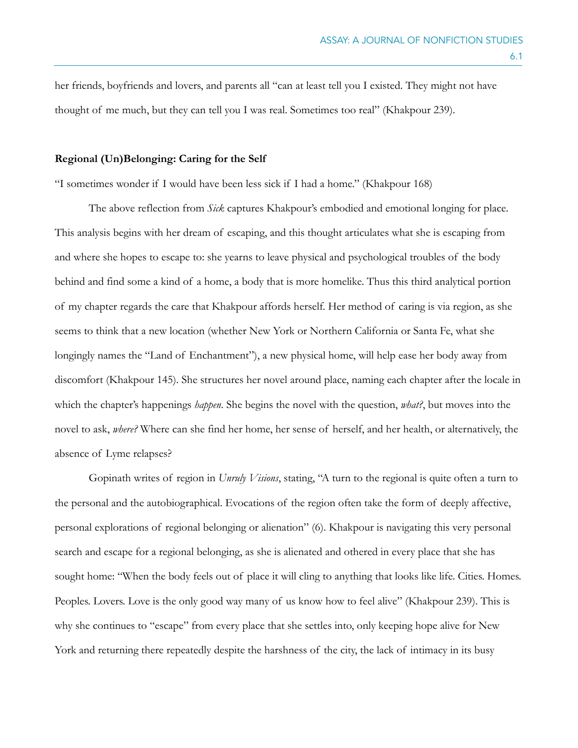her friends, boyfriends and lovers, and parents all "can at least tell you I existed. They might not have thought of me much, but they can tell you I was real. Sometimes too real" (Khakpour 239).

**Regional (Un)Belonging: Caring for the Self**

"I sometimes wonder if I would have been less sick if I had a home." (Khakpour 168)

The above reflection from *Sick* captures Khakpour's embodied and emotional longing for place. This analysis begins with her dream of escaping, and this thought articulates what she is escaping from and where she hopes to escape to: she yearns to leave physical and psychological troubles of the body behind and find some a kind of a home, a body that is more homelike. Thus this third analytical portion of my chapter regards the care that Khakpour affords herself. Her method of caring is via region, as she seems to think that a new location (whether New York or Northern California or Santa Fe, what she longingly names the "Land of Enchantment"), a new physical home, will help ease her body away from discomfort (Khakpour 145). She structures her novel around place, naming each chapter after the locale in which the chapter's happenings *happen*. She begins the novel with the question, *what?*, but moves into the novel to ask, *where?* Where can she find her home, her sense of herself, and her health, or alternatively, the absence of Lyme relapses?

Gopinath writes of region in *Unruly Visions*, stating, "A turn to the regional is quite often a turn to the personal and the autobiographical. Evocations of the region often take the form of deeply affective, personal explorations of regional belonging or alienation" (6). Khakpour is navigating this very personal search and escape for a regional belonging, as she is alienated and othered in every place that she has sought home: "When the body feels out of place it will cling to anything that looks like life. Cities. Homes. Peoples. Lovers. Love is the only good way many of us know how to feel alive" (Khakpour 239). This is why she continues to "escape" from every place that she settles into, only keeping hope alive for New York and returning there repeatedly despite the harshness of the city, the lack of intimacy in its busy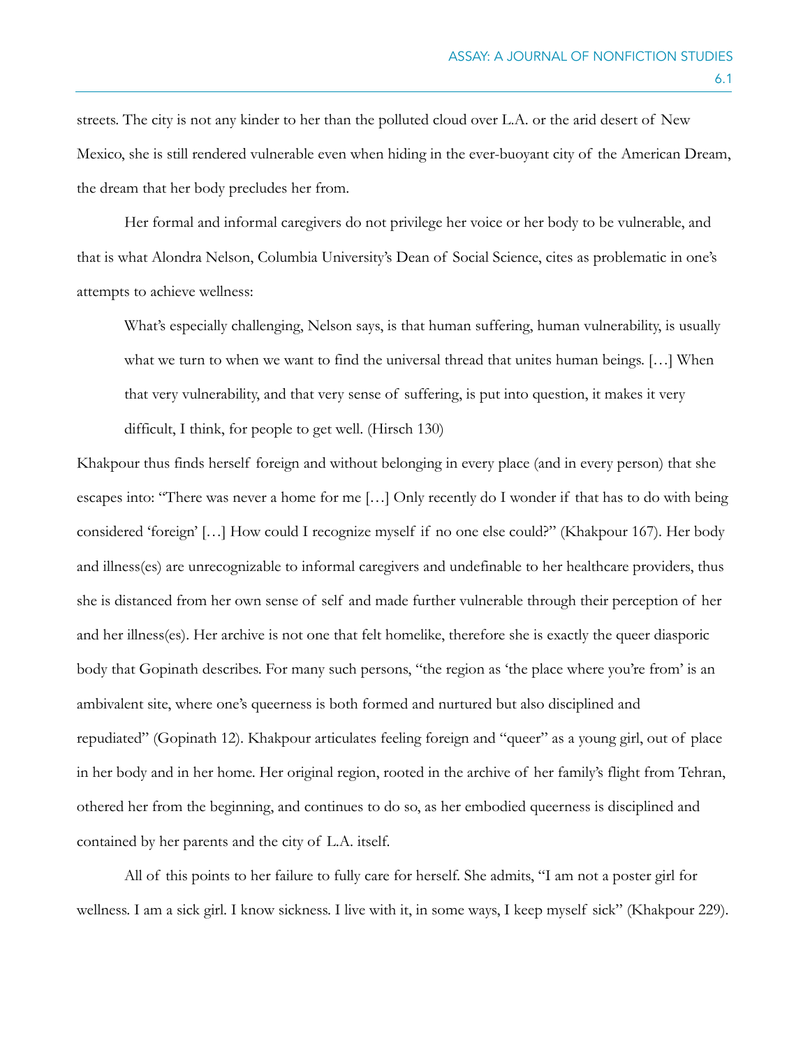streets. The city is not any kinder to her than the polluted cloud over L.A. or the arid desert of New Mexico, she is still rendered vulnerable even when hiding in the ever-buoyant city of the American Dream, the dream that her body precludes her from.

Her formal and informal caregivers do not privilege her voice or her body to be vulnerable, and that is what Alondra Nelson, Columbia University's Dean of Social Science, cites as problematic in one's attempts to achieve wellness:

> What's especially challenging, Nelson says, is that human suffering, human vulnerability, is usually what we turn to when we want to find the universal thread that unites human beings. […] When that very vulnerability, and that very sense of suffering, is put into question, it makes it very difficult, I think, for people to get well. (Hirsch 130)

Khakpour thus finds herself foreign and without belonging in every place (and in every person) that she escapes into: "There was never a home for me […] Only recently do I wonder if that has to do with being considered 'foreign' […] How could I recognize myself if no one else could?" (Khakpour 167). Her body and illness(es) are unrecognizable to informal caregivers and undefinable to her healthcare providers, thus she is distanced from her own sense of self and made further vulnerable through their perception of her and her illness(es). Her archive is not one that felt homelike, therefore she is exactly the queer diasporic body that Gopinath describes. For many such persons, "the region as 'the place where you're from' is an ambivalent site, where one's queerness is both formed and nurtured but also disciplined and repudiated" (Gopinath 12). Khakpour articulates feeling foreign and "queer" as a young girl, out of place in her body and in her home. Her original region, rooted in the archive of her family's flight from Tehran, othered her from the beginning, and continues to do so, as her embodied queerness is disciplined and contained by her parents and the city of L.A. itself.

All of this points to her failure to fully care for herself. She admits, "I am not a poster girl for wellness. I am a sick girl. I know sickness. I live with it, in some ways, I keep myself sick" (Khakpour 229).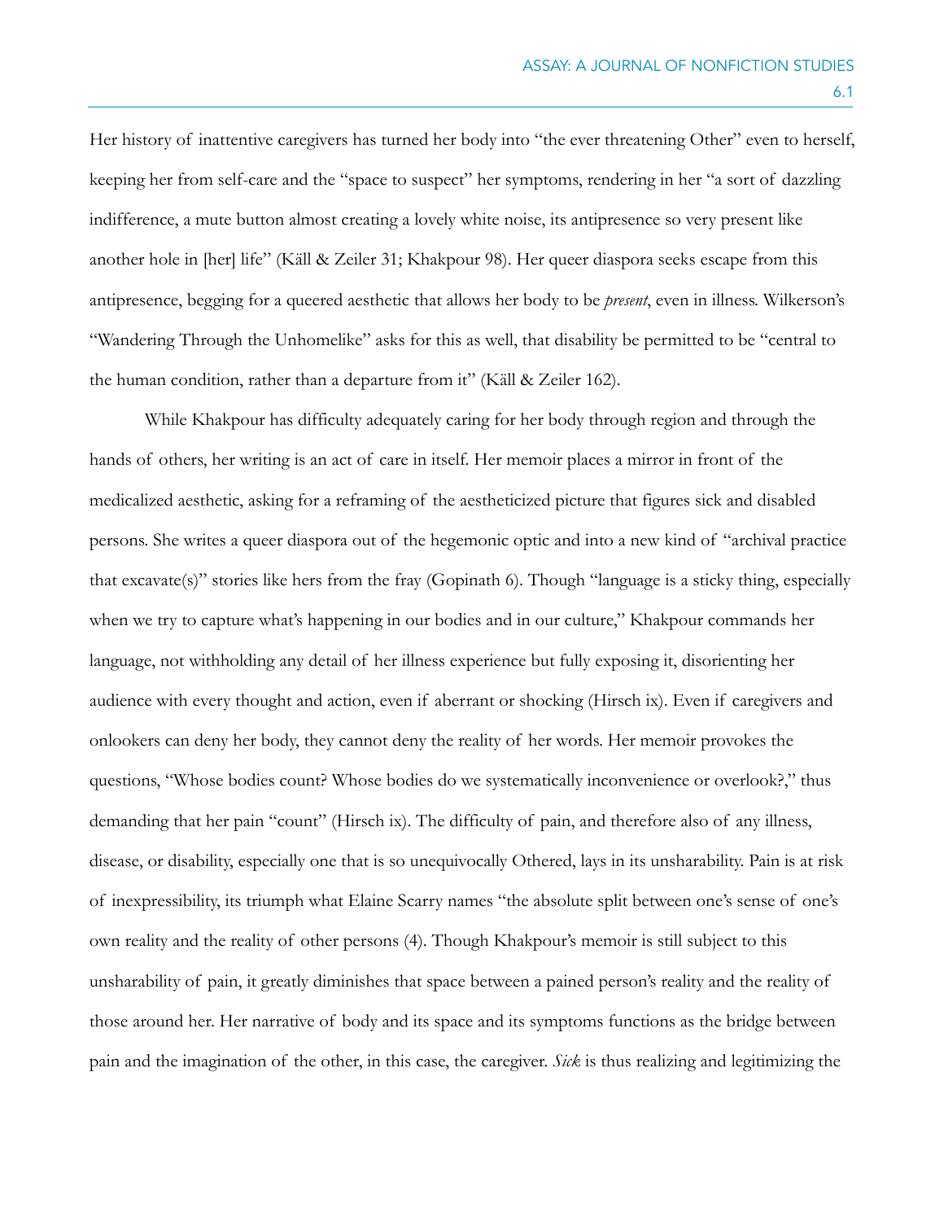Her history of inattentive caregivers has turned her body into "the ever threatening Other" even to herself, keeping her from self-care and the "space to suspect" her symptoms, rendering in her "a sort of dazzling indifference, a mute button almost creating a lovely white noise, its antipresence so very present like another hole in [her] life" (Käll & Zeiler 31; Khakpour 98). Her queer diaspora seeks escape from this antipresence, begging for a queered aesthetic that allows her body to be *present*, even in illness. Wilkerson's "Wandering Through the Unhomelike" asks for this as well, that disability be permitted to be "central to the human condition, rather than a departure from it" (Käll & Zeiler 162).

While Khakpour has difficulty adequately caring for her body through region and through the hands of others, her writing is an act of care in itself. Her memoir places a mirror in front of the medicalized aesthetic, asking for a reframing of the aestheticized picture that figures sick and disabled persons. She writes a queer diaspora out of the hegemonic optic and into a new kind of "archival practice that excavate(s)" stories like hers from the fray (Gopinath 6). Though "language is a sticky thing, especially when we try to capture what's happening in our bodies and in our culture," Khakpour commands her language, not withholding any detail of her illness experience but fully exposing it, disorienting her audience with every thought and action, even if aberrant or shocking (Hirsch ix). Even if caregivers and onlookers can deny her body, they cannot deny the reality of her words. Her memoir provokes the questions, "Whose bodies count? Whose bodies do we systematically inconvenience or overlook?," thus demanding that her pain "count" (Hirsch ix). The difficulty of pain, and therefore also of any illness, disease, or disability, especially one that is so unequivocally Othered, lays in its unsharability. Pain is at risk of inexpressibility, its triumph what Elaine Scarry names "the absolute split between one's sense of one's own reality and the reality of other persons (4). Though Khakpour's memoir is still subject to this unsharability of pain, it greatly diminishes that space between a pained person's reality and the reality of those around her. Her narrative of body and its space and its symptoms functions as the bridge between pain and the imagination of the other, in this case, the caregiver. *Sick* is thus realizing and legitimizing the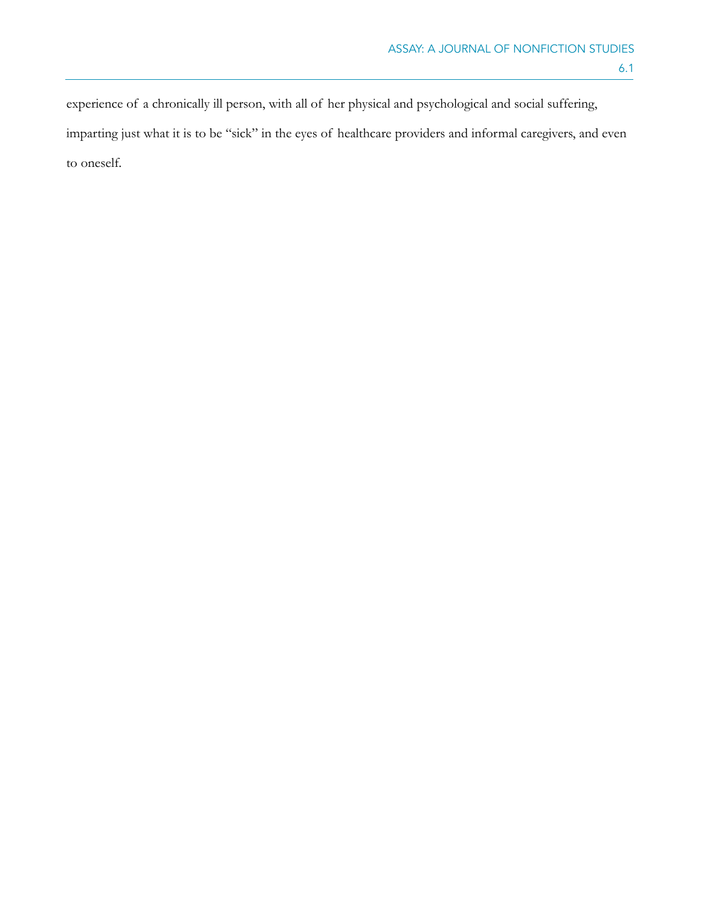experience of a chronically ill person, with all of her physical and psychological and social suffering, imparting just what it is to be "sick" in the eyes of healthcare providers and informal caregivers, and even to oneself.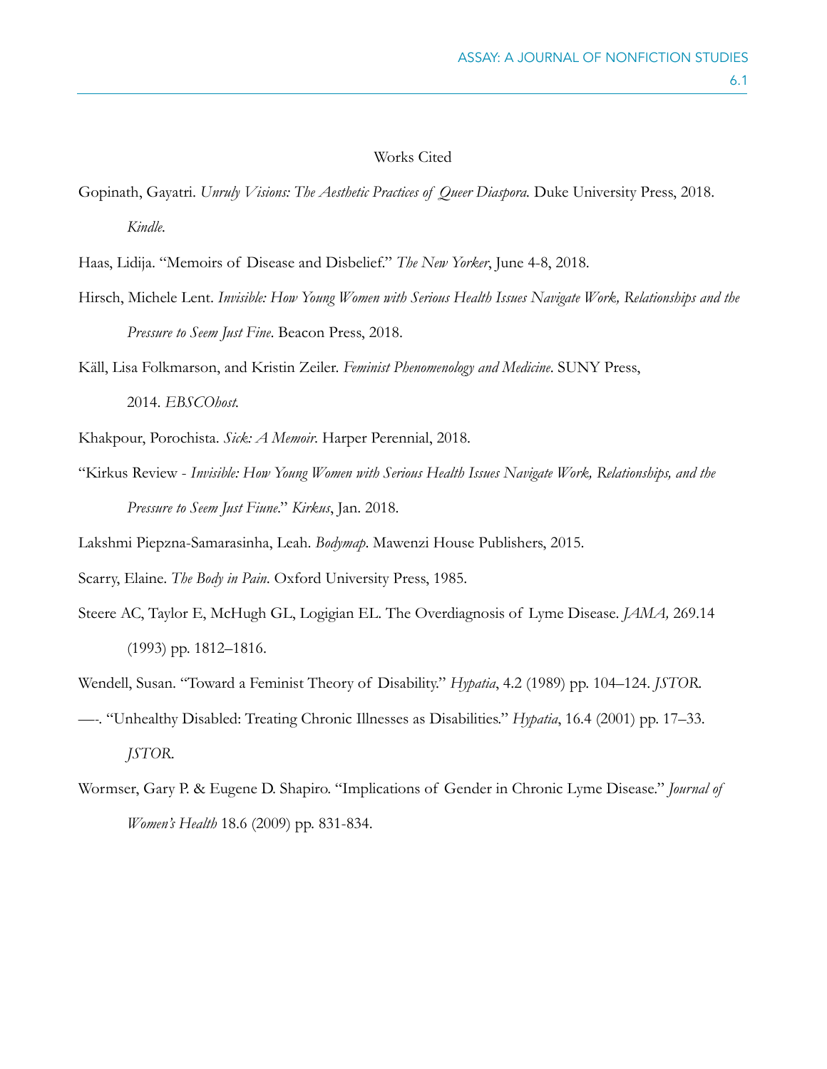## Works Cited

Gopinath, Gayatri. *Unruly Visions: The Aesthetic Practices of Queer Diaspora.* Duke University Press, 2018. *Kindle*.

Haas, Lidija. "Memoirs of Disease and Disbelief." *The New Yorker*, June 4-8, 2018.

Hirsch, Michele Lent. *Invisible: How Young Women with Serious Health Issues Navigate Work, Relationships and the Pressure to Seem Just Fine*. Beacon Press, 2018.

Käll, Lisa Folkmarson, and Kristin Zeiler. *Feminist Phenomenology and Medicine*. SUNY Press, 2014. *EBSCOhost.*

Khakpour, Porochista. *Sick: A Memoir*. Harper Perennial, 2018.

"Kirkus Review - *Invisible: How Young Women with Serious Health Issues Navigate Work, Relationships, and the Pressure to Seem Just Fiune*." *Kirkus*, Jan. 2018.

Lakshmi Piepzna-Samarasinha, Leah. *Bodymap*. Mawenzi House Publishers, 2015.

Scarry, Elaine. *The Body in Pain*. Oxford University Press, 1985.

Steere AC, Taylor E, McHugh GL, Logigian EL. The Overdiagnosis of Lyme Disease. *JAMA,* 269.14 (1993) pp. 1812–1816.

Wendell, Susan. "Toward a Feminist Theory of Disability." *Hypatia*, 4.2 (1989) pp. 104–124. *JSTOR*.

—-. "Unhealthy Disabled: Treating Chronic Illnesses as Disabilities." *Hypatia*, 16.4 (2001) pp. 17–33. *JSTOR*.

Wormser, Gary P. & Eugene D. Shapiro. "Implications of Gender in Chronic Lyme Disease." *Journal of Women's Health* 18.6 (2009) pp. 831-834.